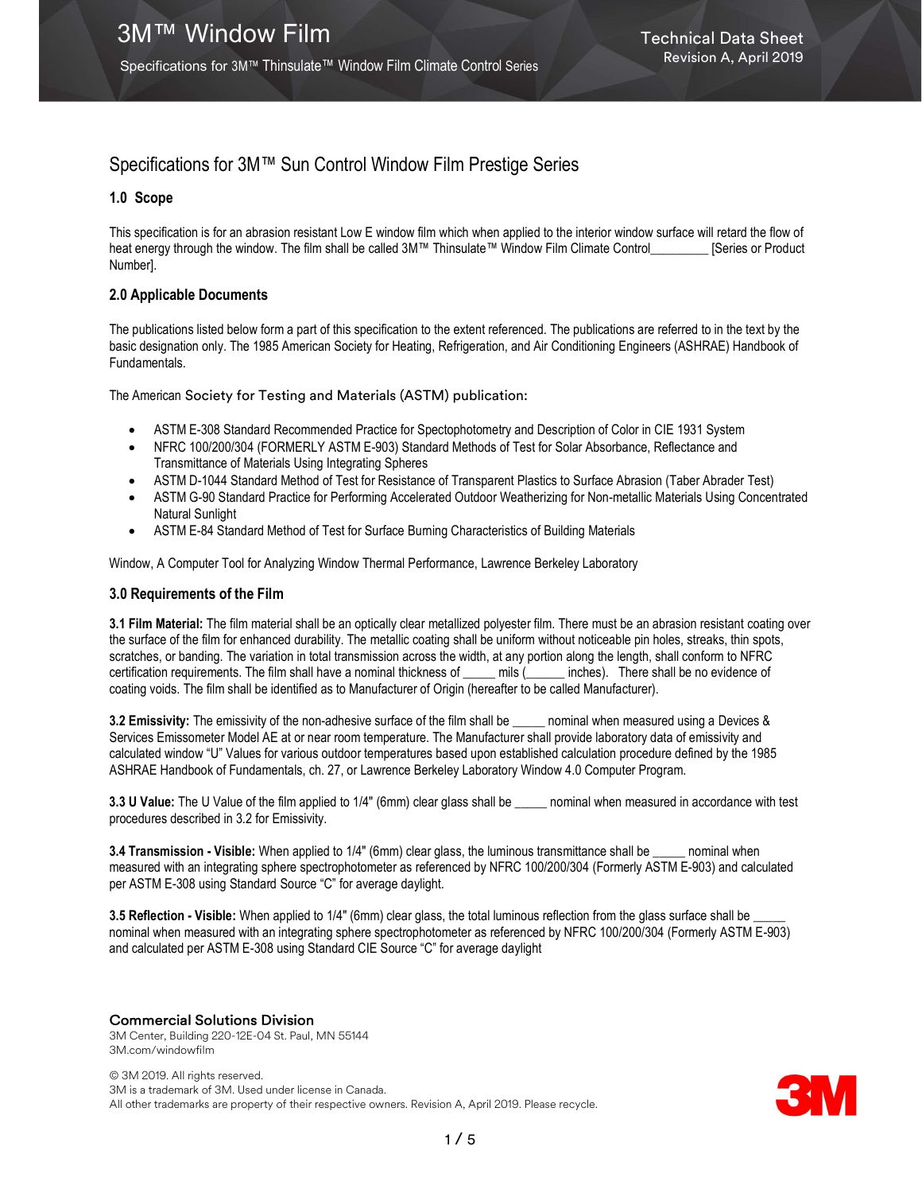# Specifications for 3M™ Sun Control Window Film Prestige Series

## 1.0 Scope

This specification is for an abrasion resistant Low E window film which when applied to the interior window surface will retard the flow of heat energy through the window. The film shall be called 3M™ Thinsulate™ Window Film Climate Control_________ [Series or Product Number].

## 2.0 Applicable Documents

The publications listed below form a part of this specification to the extent referenced. The publications are referred to in the text by the basic designation only. The 1985 American Society for Heating, Refrigeration, and Air Conditioning Engineers (ASHRAE) Handbook of Fundamentals.

The American Society for Testing and Materials (ASTM) publication:

- ASTM E-308 Standard Recommended Practice for Spectophotometry and Description of Color in CIE 1931 System
- NFRC 100/200/304 (FORMERLY ASTM E-903) Standard Methods of Test for Solar Absorbance, Reflectance and Transmittance of Materials Using Integrating Spheres
- ASTM D-1044 Standard Method of Test for Resistance of Transparent Plastics to Surface Abrasion (Taber Abrader Test)
- ASTM G-90 Standard Practice for Performing Accelerated Outdoor Weatherizing for Non-metallic Materials Using Concentrated Natural Sunlight
- ASTM E-84 Standard Method of Test for Surface Burning Characteristics of Building Materials

Window, A Computer Tool for Analyzing Window Thermal Performance, Lawrence Berkeley Laboratory

## 3.0 Requirements of the Film

**3.1 Film Material:** The film material shall be an optically clear metallized polyester film. There must be an abrasion resistant coating over the surface of the film for enhanced durability. The metallic coating shall be uniform without noticeable pin holes, streaks, thin spots, scratches, or banding. The variation in total transmission across the width, at any portion along the length, shall conform to NFRC certification requirements. The film shall have a nominal thickness of _____ mils (______ inches). There shall be no evidence of coating voids. The film shall be identified as to Manufacturer of Origin (hereafter to be called Manufacturer).

**3.2 Emissivity:** The emissivity of the non-adhesive surface of the film shall be _____ nominal when measured using a Devices & Services Emissometer Model AE at or near room temperature. The Manufacturer shall provide laboratory data of emissivity and calculated window "U" Values for various outdoor temperatures based upon established calculation procedure defined by the 1985 ASHRAE Handbook of Fundamentals, ch. 27, or Lawrence Berkeley Laboratory Window 4.0 Computer Program.

**3.3 U Value:** The U Value of the film applied to 1/4" (6mm) clear glass shall be _____ nominal when measured in accordance with test procedures described in 3.2 for Emissivity.

**3.4 Transmission - Visible:** When applied to 1/4" (6mm) clear glass, the luminous transmittance shall be _____ nominal when measured with an integrating sphere spectrophotometer as referenced by NFRC 100/200/304 (Formerly ASTM E-903) and calculated per ASTM E-308 using Standard Source "C" for average daylight.

**3.5 Reflection - Visible:** When applied to 1/4" (6mm) clear glass, the total luminous reflection from the glass surface shall be _____ nominal when measured with an integrating sphere spectrophotometer as referenced by NFRC 100/200/304 (Formerly ASTM E-903) and calculated per ASTM E-308 using Standard CIE Source "C" for average daylight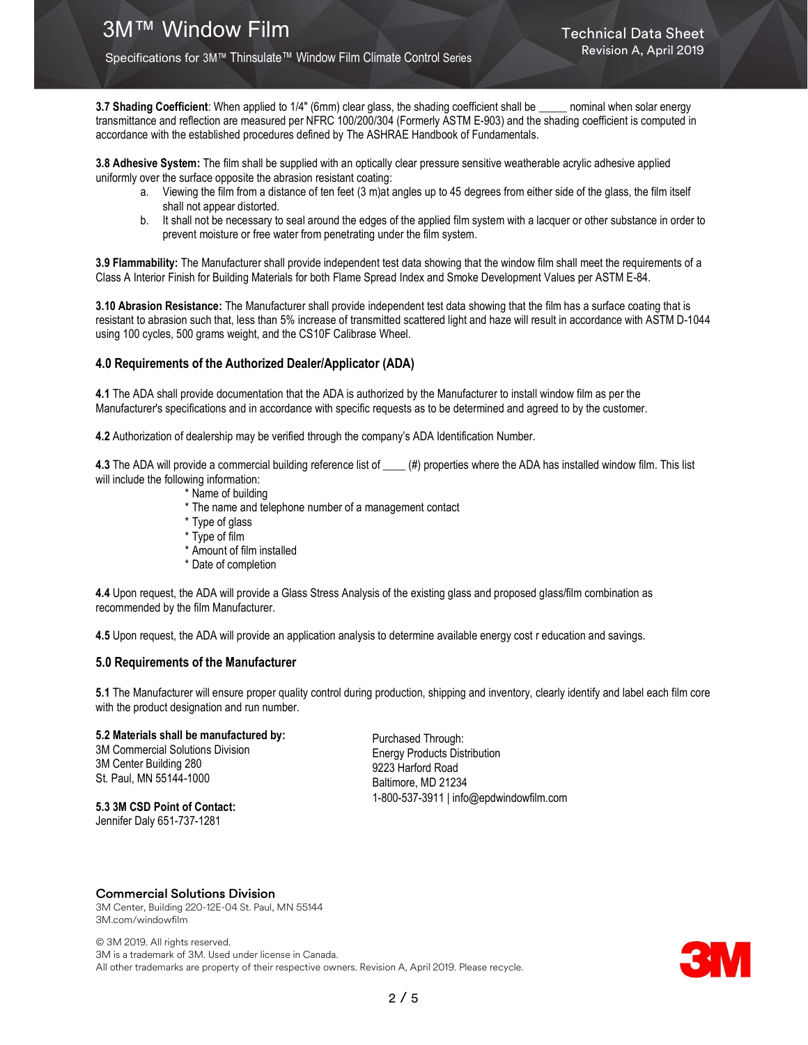**3.7 Shading Coefficient**: When applied to 1/4" (6mm) clear glass, the shading coefficient shall be _____ nominal when solar energy transmittance and reflection are measured per NFRC 100/200/304 (Formerly ASTM E-903) and the shading coefficient is computed in accordance with the established procedures defined by The ASHRAE Handbook of Fundamentals.

**3.8 Adhesive System:** The film shall be supplied with an optically clear pressure sensitive weatherable acrylic adhesive applied uniformly over the surface opposite the abrasion resistant coating:

a. Viewing the film from a distance of ten feet (3 m)at angles up to 45 degrees from either side of the glass, the film itself shall not appear distorted.
b. It shall not be necessary to seal around the edges of the applied film system with a lacquer or other substance in order to prevent moisture or free water from penetrating under the film system.

**3.9 Flammability:** The Manufacturer shall provide independent test data showing that the window film shall meet the requirements of a Class A Interior Finish for Building Materials for both Flame Spread Index and Smoke Development Values per ASTM E-84.

**3.10 Abrasion Resistance:** The Manufacturer shall provide independent test data showing that the film has a surface coating that is resistant to abrasion such that, less than 5% increase of transmitted scattered light and haze will result in accordance with ASTM D-1044 using 100 cycles, 500 grams weight, and the CS10F Calibrase Wheel.

## 4.0 Requirements of the Authorized Dealer/Applicator (ADA)

**4.1** The ADA shall provide documentation that the ADA is authorized by the Manufacturer to install window film as per the Manufacturer's specifications and in accordance with specific requests as to be determined and agreed to by the customer.

**4.2** Authorization of dealership may be verified through the company's ADA Identification Number.

**4.3** The ADA will provide a commercial building reference list of ____ (#) properties where the ADA has installed window film. This list will include the following information:

* Name of building
* The name and telephone number of a management contact
* Type of glass
* Type of film
* Amount of film installed
* Date of completion

**4.4** Upon request, the ADA will provide a Glass Stress Analysis of the existing glass and proposed glass/film combination as recommended by the film Manufacturer.

**4.5** Upon request, the ADA will provide an application analysis to determine available energy cost r education and savings.

## 5.0 Requirements of the Manufacturer

**5.1** The Manufacturer will ensure proper quality control during production, shipping and inventory, clearly identify and label each film core with the product designation and run number.

**5.2 Materials shall be manufactured by:**
3M Commercial Solutions Division
3M Center Building 280
St. Paul, MN 55144-1000

**5.3 3M CSD Point of Contact:**
Jennifer Daly 651-737-1281

Purchased Through:
Energy Products Distribution
9223 Harford Road
Baltimore, MD 21234
1-800-537-3911 | info@epdwindowfilm.com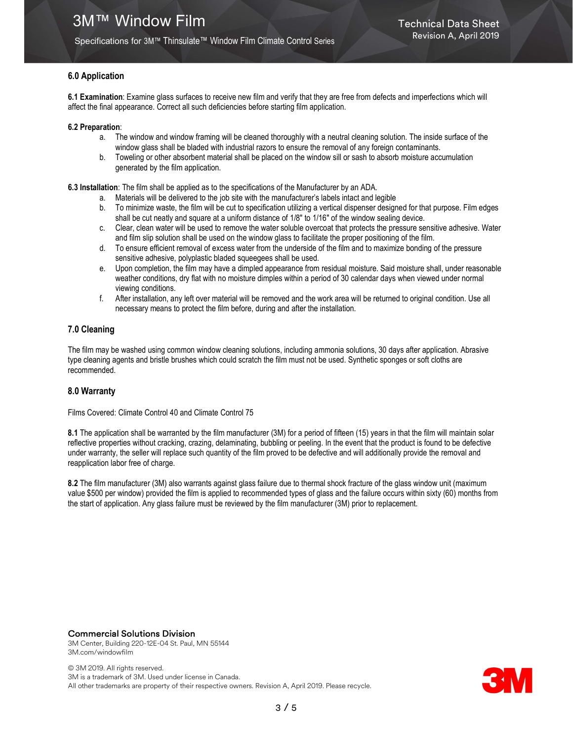## 6.0 Application

**6.1 Examination**: Examine glass surfaces to receive new film and verify that they are free from defects and imperfections which will affect the final appearance. Correct all such deficiencies before starting film application.

**6.2 Preparation**:

a. The window and window framing will be cleaned thoroughly with a neutral cleaning solution. The inside surface of the window glass shall be bladed with industrial razors to ensure the removal of any foreign contaminants.
b. Toweling or other absorbent material shall be placed on the window sill or sash to absorb moisture accumulation generated by the film application.

**6.3 Installation**: The film shall be applied as to the specifications of the Manufacturer by an ADA.

a. Materials will be delivered to the job site with the manufacturer's labels intact and legible
b. To minimize waste, the film will be cut to specification utilizing a vertical dispenser designed for that purpose. Film edges shall be cut neatly and square at a uniform distance of 1/8" to 1/16" of the window sealing device.
c. Clear, clean water will be used to remove the water soluble overcoat that protects the pressure sensitive adhesive. Water and film slip solution shall be used on the window glass to facilitate the proper positioning of the film.
d. To ensure efficient removal of excess water from the underside of the film and to maximize bonding of the pressure sensitive adhesive, polyplastic bladed squeegees shall be used.
e. Upon completion, the film may have a dimpled appearance from residual moisture. Said moisture shall, under reasonable weather conditions, dry flat with no moisture dimples within a period of 30 calendar days when viewed under normal viewing conditions.
f. After installation, any left over material will be removed and the work area will be returned to original condition. Use all necessary means to protect the film before, during and after the installation.

## 7.0 Cleaning

The film may be washed using common window cleaning solutions, including ammonia solutions, 30 days after application. Abrasive type cleaning agents and bristle brushes which could scratch the film must not be used. Synthetic sponges or soft cloths are recommended.

## 8.0 Warranty

Films Covered: Climate Control 40 and Climate Control 75

**8.1** The application shall be warranted by the film manufacturer (3M) for a period of fifteen (15) years in that the film will maintain solar reflective properties without cracking, crazing, delaminating, bubbling or peeling. In the event that the product is found to be defective under warranty, the seller will replace such quantity of the film proved to be defective and will additionally provide the removal and reapplication labor free of charge.

**8.2** The film manufacturer (3M) also warrants against glass failure due to thermal shock fracture of the glass window unit (maximum value $500 per window) provided the film is applied to recommended types of glass and the failure occurs within sixty (60) months from the start of application. Any glass failure must be reviewed by the film manufacturer (3M) prior to replacement.

**Commercial Solutions Division**
3M Center, Building 220-12E-04 St. Paul, MN 55144
3M.com/windowfilm

© 3M 2019. All rights reserved.
3M is a trademark of 3M. Used under license in Canada.
All other trademarks are property of their respective owners. Revision A, April 2019. Please recycle.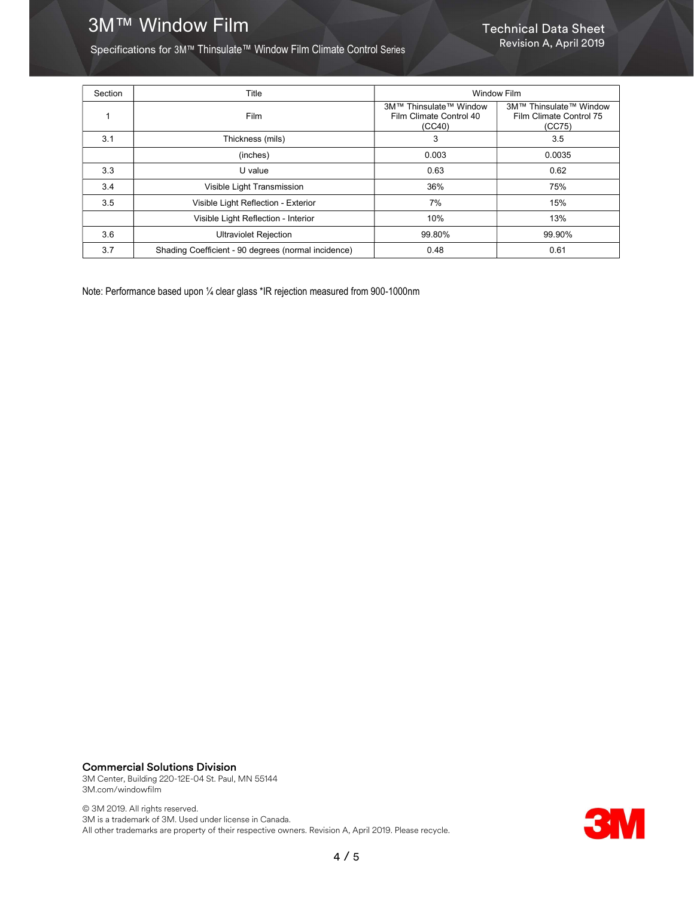# 3M™ Window Film

Specifications for 3M™ Thinsulate™ Window Film Climate Control Series

Technical Data Sheet
Revision A, April 2019

| Section | Title | Window Film | |
|---|---|---|---|
| 1 | Film | 3M™ Thinsulate™ Window Film Climate Control 40 (CC40) | 3M™ Thinsulate™ Window Film Climate Control 75 (CC75) |
| 3.1 | Thickness (mils) | 3 | 3.5 |
| | (inches) | 0.003 | 0.0035 |
| 3.3 | U value | 0.63 | 0.62 |
| 3.4 | Visible Light Transmission | 36% | 75% |
| 3.5 | Visible Light Reflection - Exterior | 7% | 15% |
| | Visible Light Reflection - Interior | 10% | 13% |
| 3.6 | Ultraviolet Rejection | 99.80% | 99.90% |
| 3.7 | Shading Coefficient - 90 degrees (normal incidence) | 0.48 | 0.61 |

Note: Performance based upon ¼ clear glass *IR rejection measured from 900-1000nm

**Commercial Solutions Division**
3M Center, Building 220-12E-04 St. Paul, MN 55144
3M.com/windowfilm

© 3M 2019. All rights reserved.
3M is a trademark of 3M. Used under license in Canada.
All other trademarks are property of their respective owners. Revision A, April 2019. Please recycle.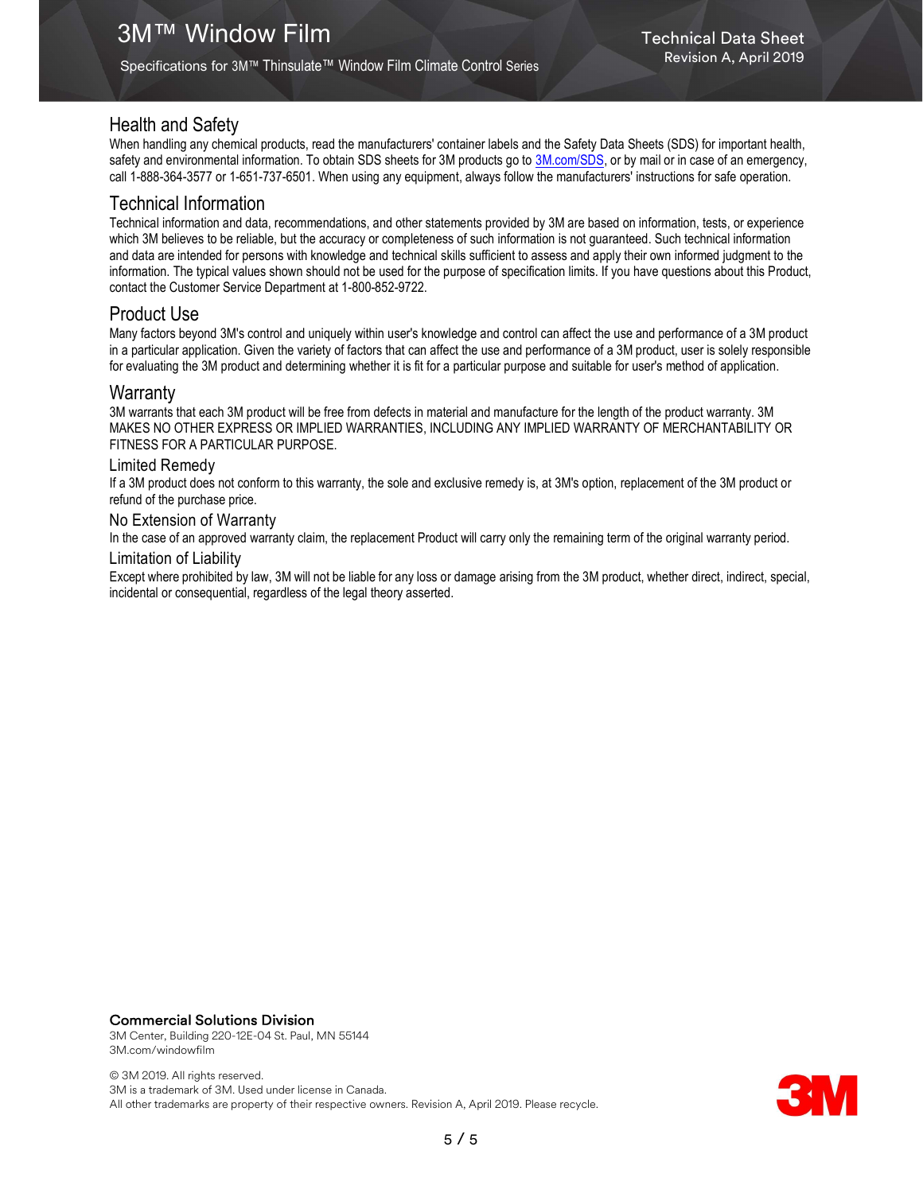## Health and Safety

When handling any chemical products, read the manufacturers' container labels and the Safety Data Sheets (SDS) for important health, safety and environmental information. To obtain SDS sheets for 3M products go to 3M.com/SDS, or by mail or in case of an emergency, call 1-888-364-3577 or 1-651-737-6501. When using any equipment, always follow the manufacturers' instructions for safe operation.

## Technical Information

Technical information and data, recommendations, and other statements provided by 3M are based on information, tests, or experience which 3M believes to be reliable, but the accuracy or completeness of such information is not guaranteed. Such technical information and data are intended for persons with knowledge and technical skills sufficient to assess and apply their own informed judgment to the information. The typical values shown should not be used for the purpose of specification limits. If you have questions about this Product, contact the Customer Service Department at 1-800-852-9722.

## Product Use

Many factors beyond 3M's control and uniquely within user's knowledge and control can affect the use and performance of a 3M product in a particular application. Given the variety of factors that can affect the use and performance of a 3M product, user is solely responsible for evaluating the 3M product and determining whether it is fit for a particular purpose and suitable for user's method of application.

## Warranty

3M warrants that each 3M product will be free from defects in material and manufacture for the length of the product warranty. 3M MAKES NO OTHER EXPRESS OR IMPLIED WARRANTIES, INCLUDING ANY IMPLIED WARRANTY OF MERCHANTABILITY OR FITNESS FOR A PARTICULAR PURPOSE.

### Limited Remedy

If a 3M product does not conform to this warranty, the sole and exclusive remedy is, at 3M's option, replacement of the 3M product or refund of the purchase price.

### No Extension of Warranty

In the case of an approved warranty claim, the replacement Product will carry only the remaining term of the original warranty period.

### Limitation of Liability

Except where prohibited by law, 3M will not be liable for any loss or damage arising from the 3M product, whether direct, indirect, special, incidental or consequential, regardless of the legal theory asserted.

**Commercial Solutions Division**
3M Center, Building 220-12E-04 St. Paul, MN 55144
3M.com/windowfilm

© 3M 2019. All rights reserved.
3M is a trademark of 3M. Used under license in Canada.
All other trademarks are property of their respective owners. Revision A, April 2019. Please recycle.